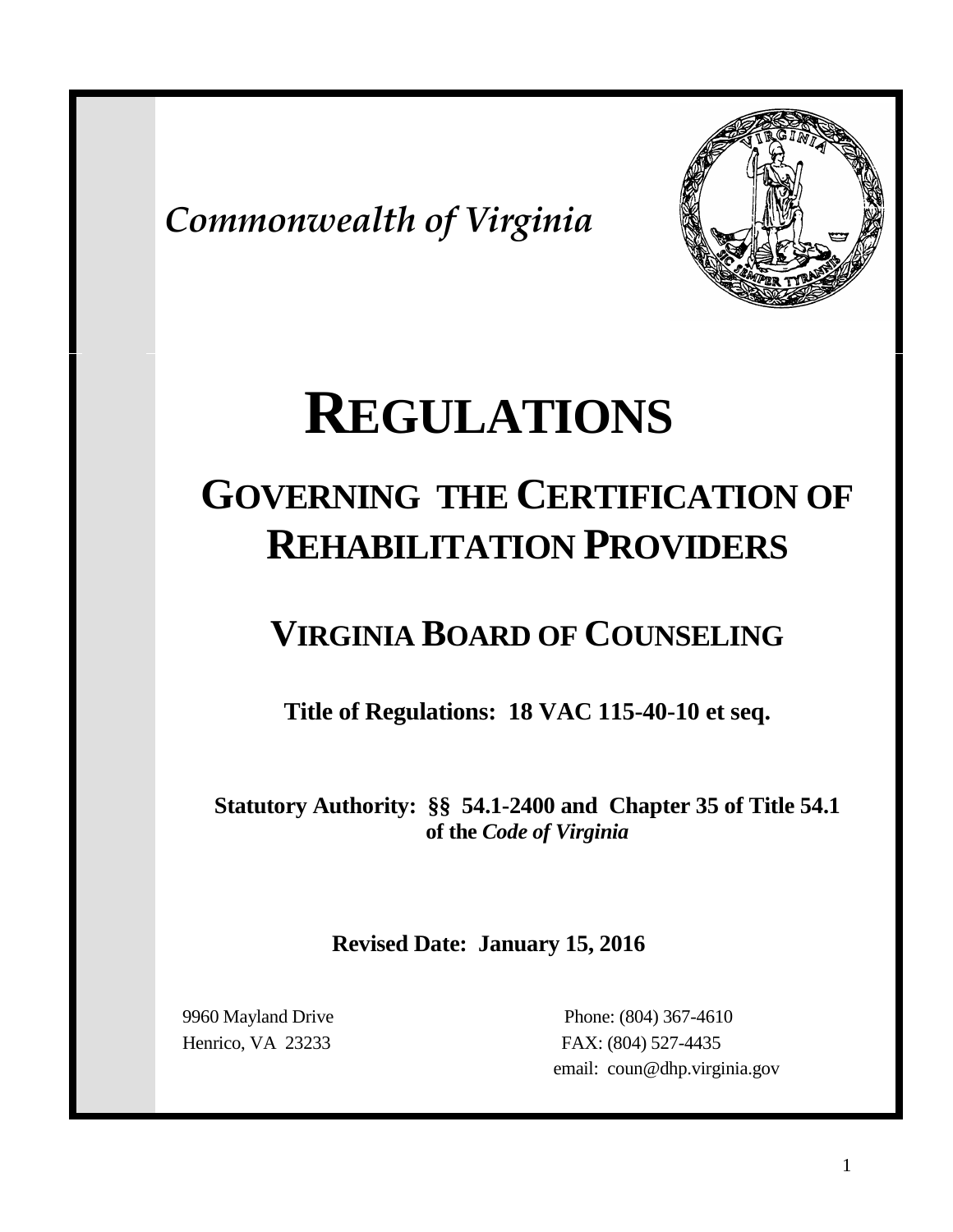*Commonwealth of Virginia*

# REGULATIONS

## GOVERNING THE CERTIFICATION OF REHABILITATION PROVIDERS

## VIRGINIA BOARD OF COUNSELING

**Title of Regulations: 18 VAC 115-40-10 et seq.**

**Statutory Authority: §§ 54.1-2400 and Chapter 35 of Title 54.1 of the *Code of Virginia***

**Revised Date: January 15, 2016**

9960 Mayland Drive
Henrico, VA 23233

Phone: (804) 367-4610
FAX: (804) 527-4435
email: coun@dhp.virginia.gov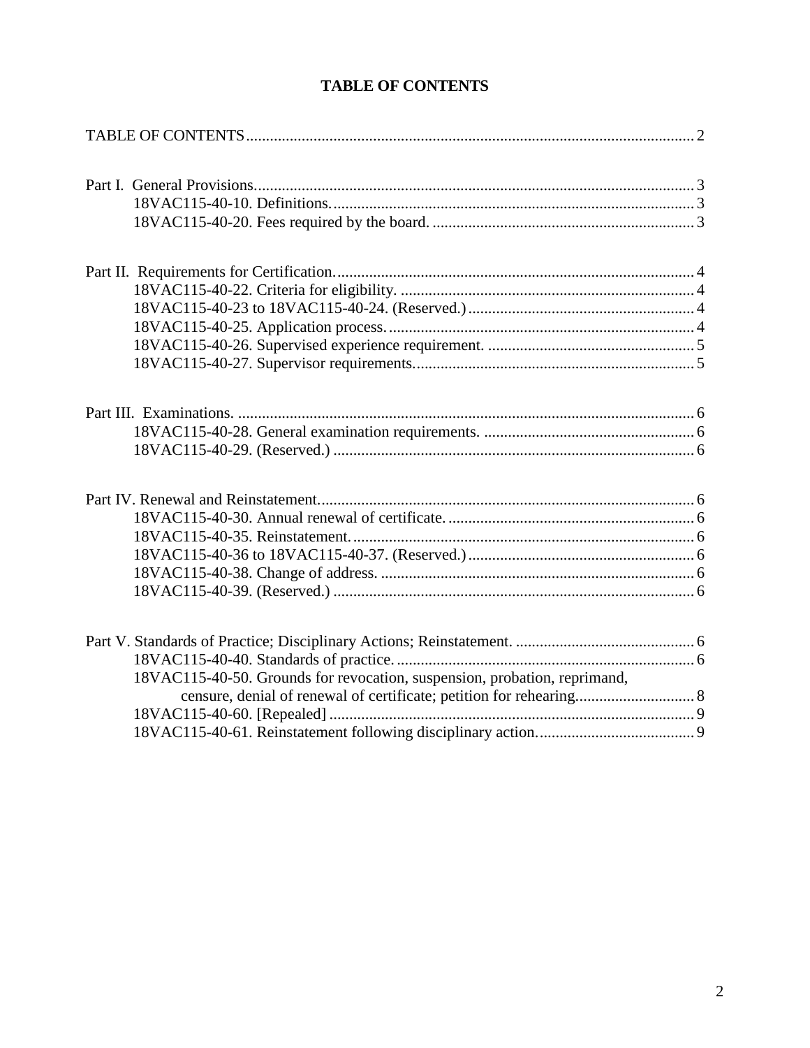# TABLE OF CONTENTS

TABLE OF CONTENTS ..... 2

Part I. General Provisions ..... 3
- 18VAC115-40-10. Definitions. ..... 3
- 18VAC115-40-20. Fees required by the board. ..... 3

Part II. Requirements for Certification. ..... 4
- 18VAC115-40-22. Criteria for eligibility. ..... 4
- 18VAC115-40-23 to 18VAC115-40-24. (Reserved.) ..... 4
- 18VAC115-40-25. Application process. ..... 4
- 18VAC115-40-26. Supervised experience requirement. ..... 5
- 18VAC115-40-27. Supervisor requirements. ..... 5

Part III. Examinations. ..... 6
- 18VAC115-40-28. General examination requirements. ..... 6
- 18VAC115-40-29. (Reserved.) ..... 6

Part IV. Renewal and Reinstatement. ..... 6
- 18VAC115-40-30. Annual renewal of certificate. ..... 6
- 18VAC115-40-35. Reinstatement. ..... 6
- 18VAC115-40-36 to 18VAC115-40-37. (Reserved.) ..... 6
- 18VAC115-40-38. Change of address. ..... 6
- 18VAC115-40-39. (Reserved.) ..... 6

Part V. Standards of Practice; Disciplinary Actions; Reinstatement. ..... 6
- 18VAC115-40-40. Standards of practice. ..... 6
- 18VAC115-40-50. Grounds for revocation, suspension, probation, reprimand, censure, denial of renewal of certificate; petition for rehearing. ..... 8
- 18VAC115-40-60. [Repealed] ..... 9
- 18VAC115-40-61. Reinstatement following disciplinary action. ..... 9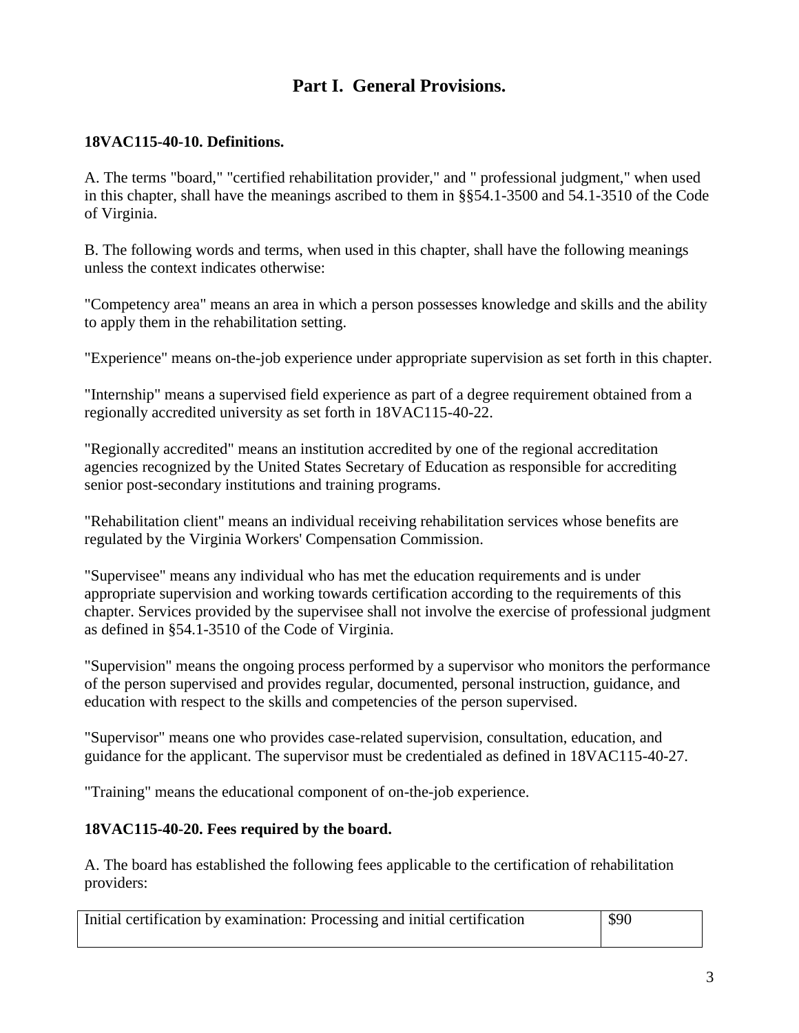## Part I. General Provisions.

**18VAC115-40-10. Definitions.**

A. The terms "board," "certified rehabilitation provider," and " professional judgment," when used in this chapter, shall have the meanings ascribed to them in §§54.1-3500 and 54.1-3510 of the Code of Virginia.

B. The following words and terms, when used in this chapter, shall have the following meanings unless the context indicates otherwise:

"Competency area" means an area in which a person possesses knowledge and skills and the ability to apply them in the rehabilitation setting.

"Experience" means on-the-job experience under appropriate supervision as set forth in this chapter.

"Internship" means a supervised field experience as part of a degree requirement obtained from a regionally accredited university as set forth in 18VAC115-40-22.

"Regionally accredited" means an institution accredited by one of the regional accreditation agencies recognized by the United States Secretary of Education as responsible for accrediting senior post-secondary institutions and training programs.

"Rehabilitation client" means an individual receiving rehabilitation services whose benefits are regulated by the Virginia Workers' Compensation Commission.

"Supervisee" means any individual who has met the education requirements and is under appropriate supervision and working towards certification according to the requirements of this chapter. Services provided by the supervisee shall not involve the exercise of professional judgment as defined in §54.1-3510 of the Code of Virginia.

"Supervision" means the ongoing process performed by a supervisor who monitors the performance of the person supervised and provides regular, documented, personal instruction, guidance, and education with respect to the skills and competencies of the person supervised.

"Supervisor" means one who provides case-related supervision, consultation, education, and guidance for the applicant. The supervisor must be credentialed as defined in 18VAC115-40-27.

"Training" means the educational component of on-the-job experience.

**18VAC115-40-20. Fees required by the board.**

A. The board has established the following fees applicable to the certification of rehabilitation providers:

| | |
|---|---|
| Initial certification by examination: Processing and initial certification | $90 |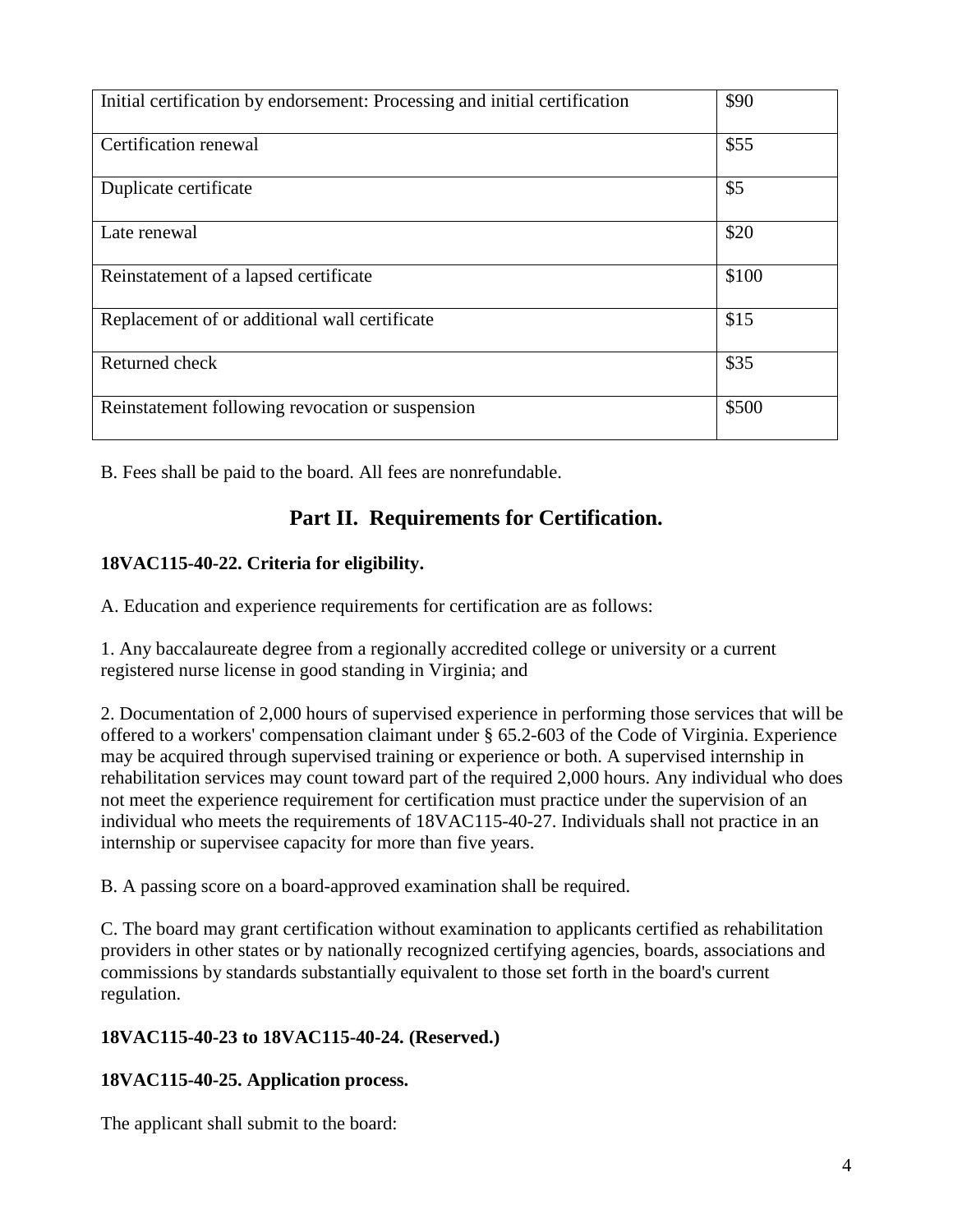| Initial certification by endorsement: Processing and initial certification | $90 |
|---|---|
| Certification renewal | $55 |
| Duplicate certificate | $5 |
| Late renewal | $20 |
| Reinstatement of a lapsed certificate | $100 |
| Replacement of or additional wall certificate | $15 |
| Returned check | $35 |
| Reinstatement following revocation or suspension | $500 |

B. Fees shall be paid to the board. All fees are nonrefundable.

## Part II. Requirements for Certification.

**18VAC115-40-22. Criteria for eligibility.**

A. Education and experience requirements for certification are as follows:

1. Any baccalaureate degree from a regionally accredited college or university or a current registered nurse license in good standing in Virginia; and

2. Documentation of 2,000 hours of supervised experience in performing those services that will be offered to a workers' compensation claimant under § 65.2-603 of the Code of Virginia. Experience may be acquired through supervised training or experience or both. A supervised internship in rehabilitation services may count toward part of the required 2,000 hours. Any individual who does not meet the experience requirement for certification must practice under the supervision of an individual who meets the requirements of 18VAC115-40-27. Individuals shall not practice in an internship or supervisee capacity for more than five years.

B. A passing score on a board-approved examination shall be required.

C. The board may grant certification without examination to applicants certified as rehabilitation providers in other states or by nationally recognized certifying agencies, boards, associations and commissions by standards substantially equivalent to those set forth in the board's current regulation.

**18VAC115-40-23 to 18VAC115-40-24. (Reserved.)**

**18VAC115-40-25. Application process.**

The applicant shall submit to the board: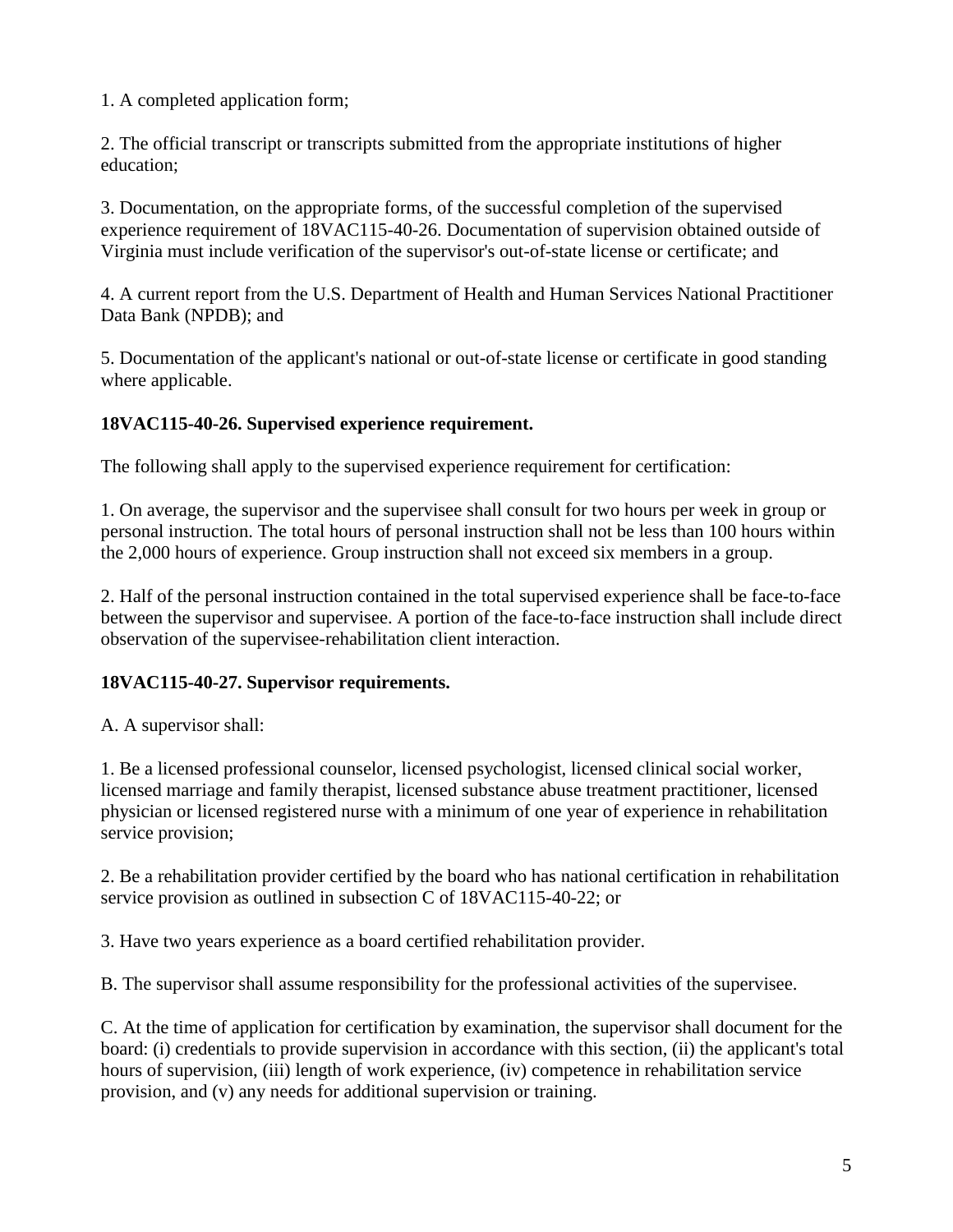1. A completed application form;

2. The official transcript or transcripts submitted from the appropriate institutions of higher education;

3. Documentation, on the appropriate forms, of the successful completion of the supervised experience requirement of 18VAC115-40-26. Documentation of supervision obtained outside of Virginia must include verification of the supervisor's out-of-state license or certificate; and

4. A current report from the U.S. Department of Health and Human Services National Practitioner Data Bank (NPDB); and

5. Documentation of the applicant's national or out-of-state license or certificate in good standing where applicable.

**18VAC115-40-26. Supervised experience requirement.**

The following shall apply to the supervised experience requirement for certification:

1. On average, the supervisor and the supervisee shall consult for two hours per week in group or personal instruction. The total hours of personal instruction shall not be less than 100 hours within the 2,000 hours of experience. Group instruction shall not exceed six members in a group.

2. Half of the personal instruction contained in the total supervised experience shall be face-to-face between the supervisor and supervisee. A portion of the face-to-face instruction shall include direct observation of the supervisee-rehabilitation client interaction.

**18VAC115-40-27. Supervisor requirements.**

A. A supervisor shall:

1. Be a licensed professional counselor, licensed psychologist, licensed clinical social worker, licensed marriage and family therapist, licensed substance abuse treatment practitioner, licensed physician or licensed registered nurse with a minimum of one year of experience in rehabilitation service provision;

2. Be a rehabilitation provider certified by the board who has national certification in rehabilitation service provision as outlined in subsection C of 18VAC115-40-22; or

3. Have two years experience as a board certified rehabilitation provider.

B. The supervisor shall assume responsibility for the professional activities of the supervisee.

C. At the time of application for certification by examination, the supervisor shall document for the board: (i) credentials to provide supervision in accordance with this section, (ii) the applicant's total hours of supervision, (iii) length of work experience, (iv) competence in rehabilitation service provision, and (v) any needs for additional supervision or training.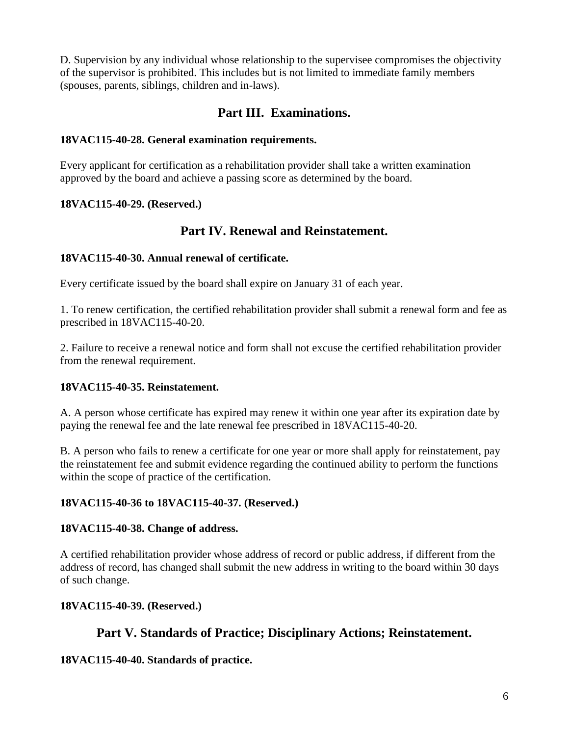D. Supervision by any individual whose relationship to the supervisee compromises the objectivity of the supervisor is prohibited. This includes but is not limited to immediate family members (spouses, parents, siblings, children and in-laws).

## Part III. Examinations.

**18VAC115-40-28. General examination requirements.**

Every applicant for certification as a rehabilitation provider shall take a written examination approved by the board and achieve a passing score as determined by the board.

**18VAC115-40-29. (Reserved.)**

## Part IV. Renewal and Reinstatement.

**18VAC115-40-30. Annual renewal of certificate.**

Every certificate issued by the board shall expire on January 31 of each year.

1. To renew certification, the certified rehabilitation provider shall submit a renewal form and fee as prescribed in 18VAC115-40-20.

2. Failure to receive a renewal notice and form shall not excuse the certified rehabilitation provider from the renewal requirement.

**18VAC115-40-35. Reinstatement.**

A. A person whose certificate has expired may renew it within one year after its expiration date by paying the renewal fee and the late renewal fee prescribed in 18VAC115-40-20.

B. A person who fails to renew a certificate for one year or more shall apply for reinstatement, pay the reinstatement fee and submit evidence regarding the continued ability to perform the functions within the scope of practice of the certification.

**18VAC115-40-36 to 18VAC115-40-37. (Reserved.)**

**18VAC115-40-38. Change of address.**

A certified rehabilitation provider whose address of record or public address, if different from the address of record, has changed shall submit the new address in writing to the board within 30 days of such change.

**18VAC115-40-39. (Reserved.)**

## Part V. Standards of Practice; Disciplinary Actions; Reinstatement.

**18VAC115-40-40. Standards of practice.**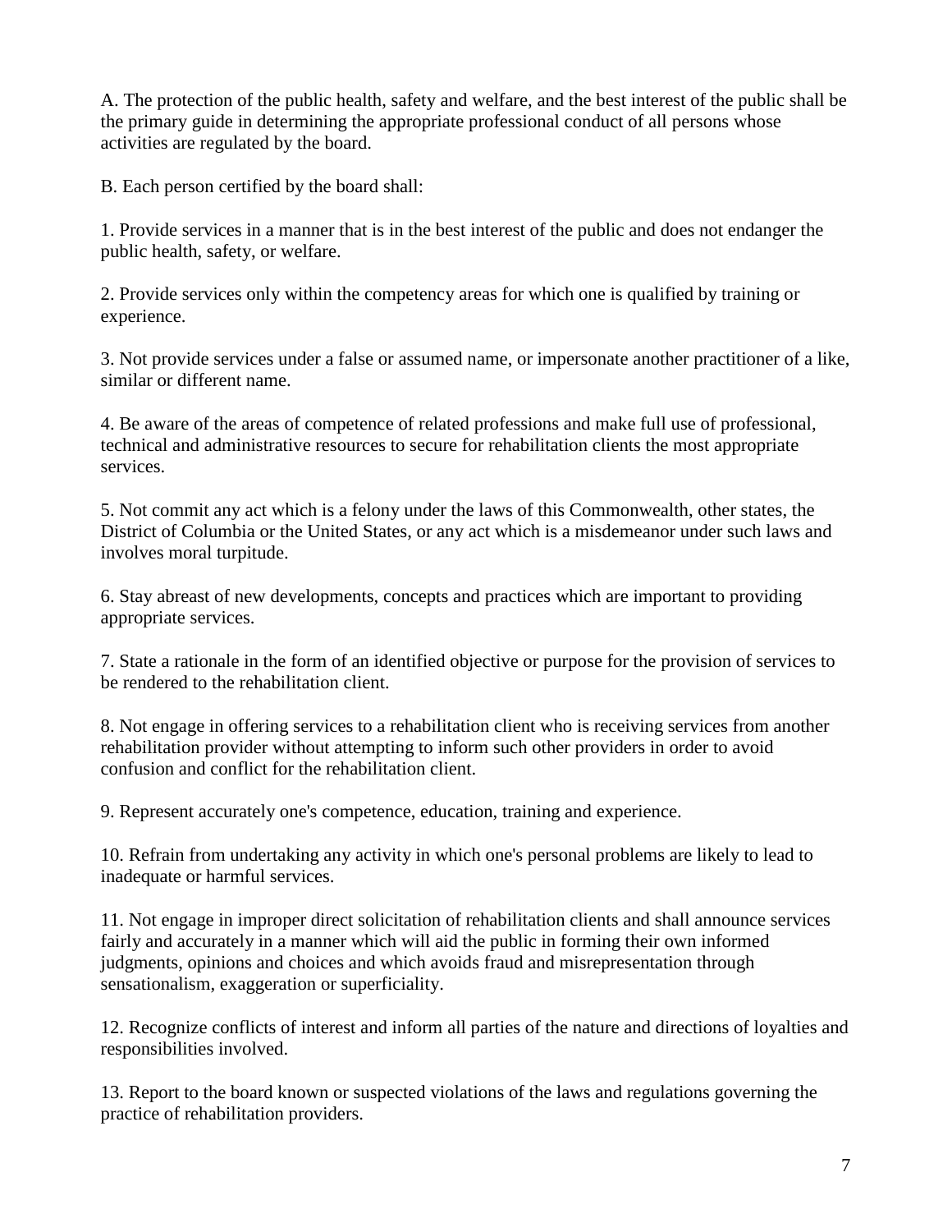A. The protection of the public health, safety and welfare, and the best interest of the public shall be the primary guide in determining the appropriate professional conduct of all persons whose activities are regulated by the board.

B. Each person certified by the board shall:

1. Provide services in a manner that is in the best interest of the public and does not endanger the public health, safety, or welfare.

2. Provide services only within the competency areas for which one is qualified by training or experience.

3. Not provide services under a false or assumed name, or impersonate another practitioner of a like, similar or different name.

4. Be aware of the areas of competence of related professions and make full use of professional, technical and administrative resources to secure for rehabilitation clients the most appropriate services.

5. Not commit any act which is a felony under the laws of this Commonwealth, other states, the District of Columbia or the United States, or any act which is a misdemeanor under such laws and involves moral turpitude.

6. Stay abreast of new developments, concepts and practices which are important to providing appropriate services.

7. State a rationale in the form of an identified objective or purpose for the provision of services to be rendered to the rehabilitation client.

8. Not engage in offering services to a rehabilitation client who is receiving services from another rehabilitation provider without attempting to inform such other providers in order to avoid confusion and conflict for the rehabilitation client.

9. Represent accurately one's competence, education, training and experience.

10. Refrain from undertaking any activity in which one's personal problems are likely to lead to inadequate or harmful services.

11. Not engage in improper direct solicitation of rehabilitation clients and shall announce services fairly and accurately in a manner which will aid the public in forming their own informed judgments, opinions and choices and which avoids fraud and misrepresentation through sensationalism, exaggeration or superficiality.

12. Recognize conflicts of interest and inform all parties of the nature and directions of loyalties and responsibilities involved.

13. Report to the board known or suspected violations of the laws and regulations governing the practice of rehabilitation providers.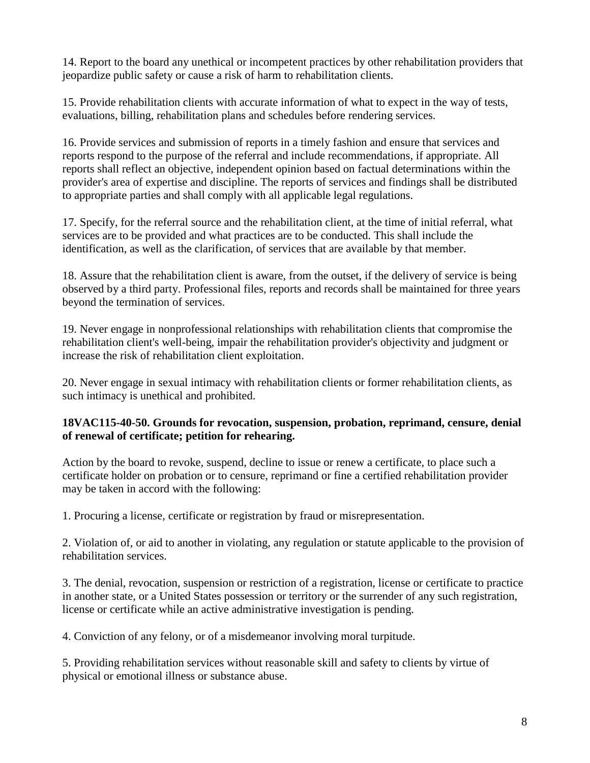14. Report to the board any unethical or incompetent practices by other rehabilitation providers that jeopardize public safety or cause a risk of harm to rehabilitation clients.

15. Provide rehabilitation clients with accurate information of what to expect in the way of tests, evaluations, billing, rehabilitation plans and schedules before rendering services.

16. Provide services and submission of reports in a timely fashion and ensure that services and reports respond to the purpose of the referral and include recommendations, if appropriate. All reports shall reflect an objective, independent opinion based on factual determinations within the provider's area of expertise and discipline. The reports of services and findings shall be distributed to appropriate parties and shall comply with all applicable legal regulations.

17. Specify, for the referral source and the rehabilitation client, at the time of initial referral, what services are to be provided and what practices are to be conducted. This shall include the identification, as well as the clarification, of services that are available by that member.

18. Assure that the rehabilitation client is aware, from the outset, if the delivery of service is being observed by a third party. Professional files, reports and records shall be maintained for three years beyond the termination of services.

19. Never engage in nonprofessional relationships with rehabilitation clients that compromise the rehabilitation client's well-being, impair the rehabilitation provider's objectivity and judgment or increase the risk of rehabilitation client exploitation.

20. Never engage in sexual intimacy with rehabilitation clients or former rehabilitation clients, as such intimacy is unethical and prohibited.

**18VAC115-40-50. Grounds for revocation, suspension, probation, reprimand, censure, denial of renewal of certificate; petition for rehearing.**

Action by the board to revoke, suspend, decline to issue or renew a certificate, to place such a certificate holder on probation or to censure, reprimand or fine a certified rehabilitation provider may be taken in accord with the following:

1. Procuring a license, certificate or registration by fraud or misrepresentation.

2. Violation of, or aid to another in violating, any regulation or statute applicable to the provision of rehabilitation services.

3. The denial, revocation, suspension or restriction of a registration, license or certificate to practice in another state, or a United States possession or territory or the surrender of any such registration, license or certificate while an active administrative investigation is pending.

4. Conviction of any felony, or of a misdemeanor involving moral turpitude.

5. Providing rehabilitation services without reasonable skill and safety to clients by virtue of physical or emotional illness or substance abuse.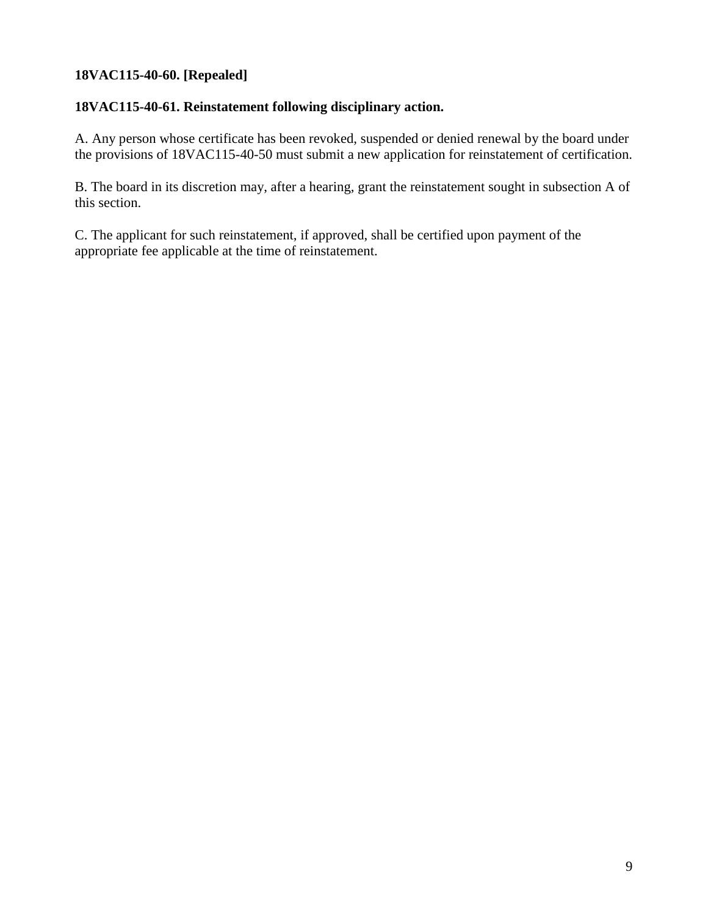**18VAC115-40-60. [Repealed]**

**18VAC115-40-61. Reinstatement following disciplinary action.**

A. Any person whose certificate has been revoked, suspended or denied renewal by the board under the provisions of 18VAC115-40-50 must submit a new application for reinstatement of certification.

B. The board in its discretion may, after a hearing, grant the reinstatement sought in subsection A of this section.

C. The applicant for such reinstatement, if approved, shall be certified upon payment of the appropriate fee applicable at the time of reinstatement.